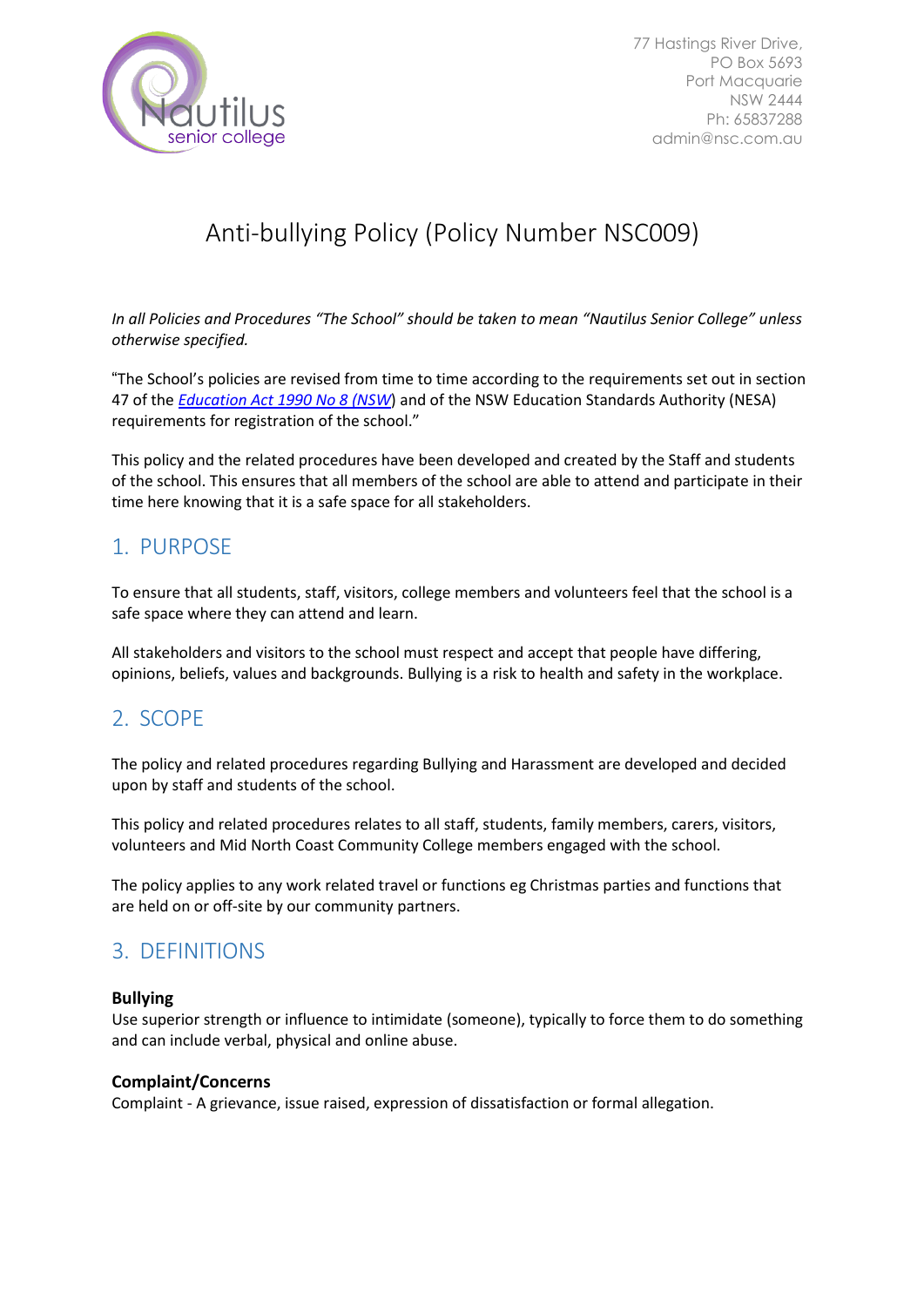Nautilus senior college

77 Hastings River Drive,
PO Box 5693
Port Macquarie
NSW 2444
Ph: 65837288
admin@nsc.com.au

# Anti-bullying Policy (Policy Number NSC009)

*In all Policies and Procedures "The School" should be taken to mean "Nautilus Senior College" unless otherwise specified.*

"The School's policies are revised from time to time according to the requirements set out in section 47 of the *Education Act 1990 No 8 (NSW)* and of the NSW Education Standards Authority (NESA) requirements for registration of the school."

This policy and the related procedures have been developed and created by the Staff and students of the school. This ensures that all members of the school are able to attend and participate in their time here knowing that it is a safe space for all stakeholders.

## 1. PURPOSE

To ensure that all students, staff, visitors, college members and volunteers feel that the school is a safe space where they can attend and learn.

All stakeholders and visitors to the school must respect and accept that people have differing, opinions, beliefs, values and backgrounds. Bullying is a risk to health and safety in the workplace.

## 2. SCOPE

The policy and related procedures regarding Bullying and Harassment are developed and decided upon by staff and students of the school.

This policy and related procedures relates to all staff, students, family members, carers, visitors, volunteers and Mid North Coast Community College members engaged with the school.

The policy applies to any work related travel or functions eg Christmas parties and functions that are held on or off-site by our community partners.

## 3. DEFINITIONS

**Bullying**
Use superior strength or influence to intimidate (someone), typically to force them to do something and can include verbal, physical and online abuse.

**Complaint/Concerns**
Complaint - A grievance, issue raised, expression of dissatisfaction or formal allegation.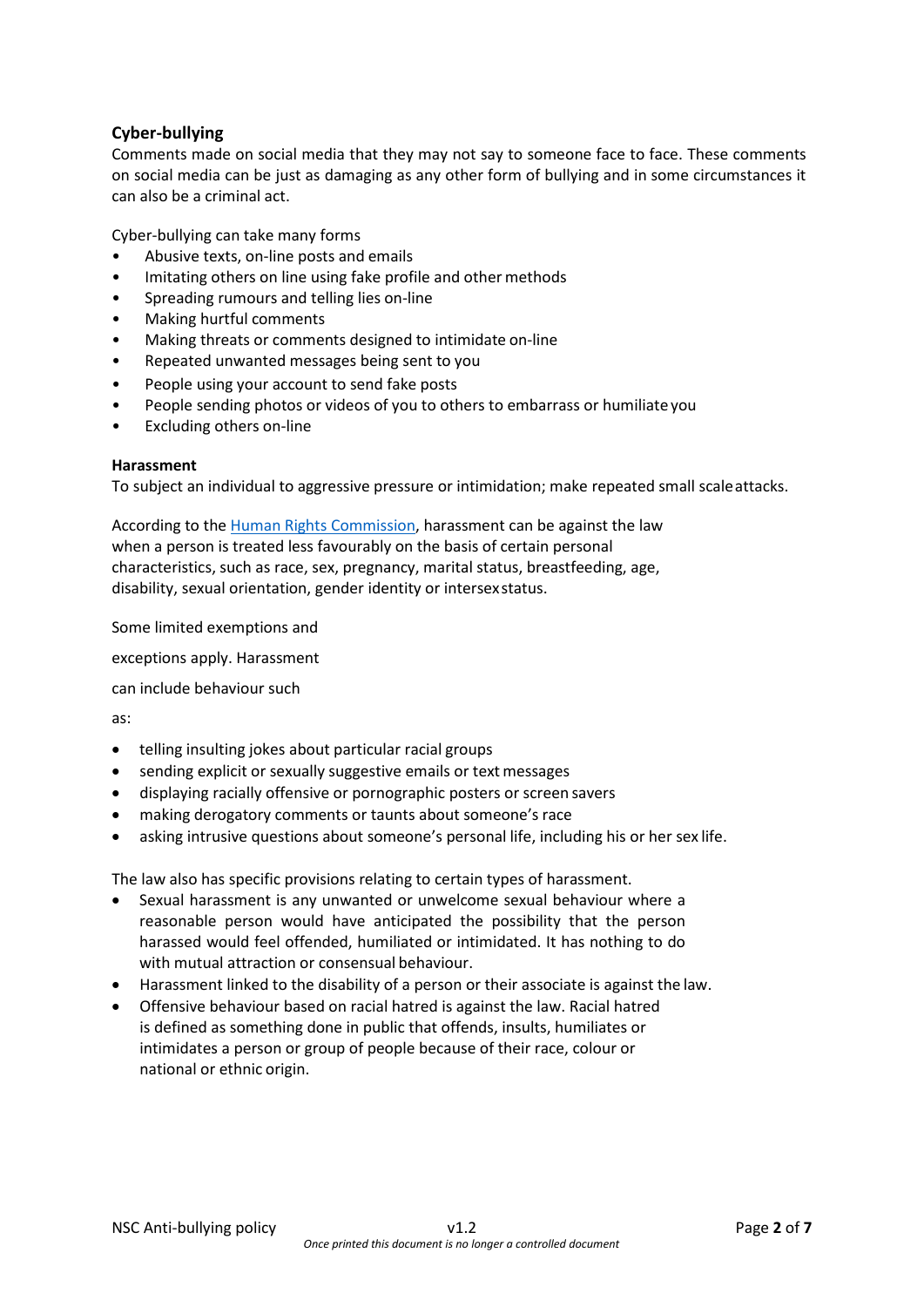## Cyber-bullying

Comments made on social media that they may not say to someone face to face. These comments on social media can be just as damaging as any other form of bullying and in some circumstances it can also be a criminal act.

Cyber-bullying can take many forms

- Abusive texts, on-line posts and emails
- Imitating others on line using fake profile and other methods
- Spreading rumours and telling lies on-line
- Making hurtful comments
- Making threats or comments designed to intimidate on-line
- Repeated unwanted messages being sent to you
- People using your account to send fake posts
- People sending photos or videos of you to others to embarrass or humiliate you
- Excluding others on-line

### Harassment

To subject an individual to aggressive pressure or intimidation; make repeated small scale attacks.

According to the [Human Rights Commission](), harassment can be against the law when a person is treated less favourably on the basis of certain personal characteristics, such as race, sex, pregnancy, marital status, breastfeeding, age, disability, sexual orientation, gender identity or intersex status.

Some limited exemptions and exceptions apply. Harassment can include behaviour such as:

- telling insulting jokes about particular racial groups
- sending explicit or sexually suggestive emails or text messages
- displaying racially offensive or pornographic posters or screen savers
- making derogatory comments or taunts about someone's race
- asking intrusive questions about someone's personal life, including his or her sex life.

The law also has specific provisions relating to certain types of harassment.

- Sexual harassment is any unwanted or unwelcome sexual behaviour where a reasonable person would have anticipated the possibility that the person harassed would feel offended, humiliated or intimidated. It has nothing to do with mutual attraction or consensual behaviour.
- Harassment linked to the disability of a person or their associate is against the law.
- Offensive behaviour based on racial hatred is against the law. Racial hatred is defined as something done in public that offends, insults, humiliates or intimidates a person or group of people because of their race, colour or national or ethnic origin.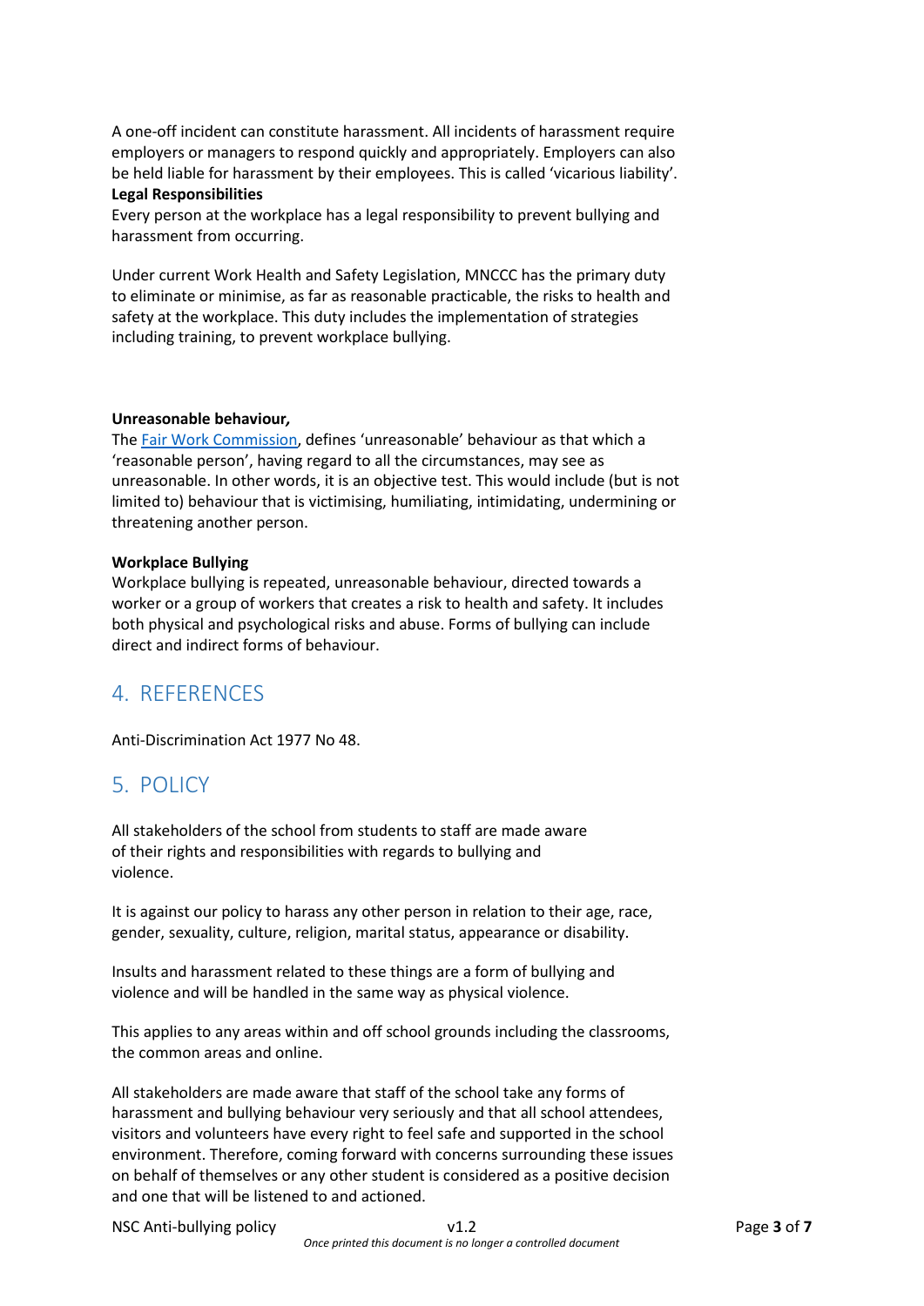A one-off incident can constitute harassment. All incidents of harassment require employers or managers to respond quickly and appropriately. Employers can also be held liable for harassment by their employees. This is called 'vicarious liability'.

**Legal Responsibilities**

Every person at the workplace has a legal responsibility to prevent bullying and harassment from occurring.

Under current Work Health and Safety Legislation, MNCCC has the primary duty to eliminate or minimise, as far as reasonable practicable, the risks to health and safety at the workplace. This duty includes the implementation of strategies including training, to prevent workplace bullying.

***Unreasonable behaviour,***

The Fair Work Commission, defines 'unreasonable' behaviour as that which a 'reasonable person', having regard to all the circumstances, may see as unreasonable. In other words, it is an objective test. This would include (but is not limited to) behaviour that is victimising, humiliating, intimidating, undermining or threatening another person.

**Workplace Bullying**

Workplace bullying is repeated, unreasonable behaviour, directed towards a worker or a group of workers that creates a risk to health and safety. It includes both physical and psychological risks and abuse. Forms of bullying can include direct and indirect forms of behaviour.

## 4. REFERENCES

Anti-Discrimination Act 1977 No 48.

## 5. POLICY

All stakeholders of the school from students to staff are made aware of their rights and responsibilities with regards to bullying and violence.

It is against our policy to harass any other person in relation to their age, race, gender, sexuality, culture, religion, marital status, appearance or disability.

Insults and harassment related to these things are a form of bullying and violence and will be handled in the same way as physical violence.

This applies to any areas within and off school grounds including the classrooms, the common areas and online.

All stakeholders are made aware that staff of the school take any forms of harassment and bullying behaviour very seriously and that all school attendees, visitors and volunteers have every right to feel safe and supported in the school environment. Therefore, coming forward with concerns surrounding these issues on behalf of themselves or any other student is considered as a positive decision and one that will be listened to and actioned.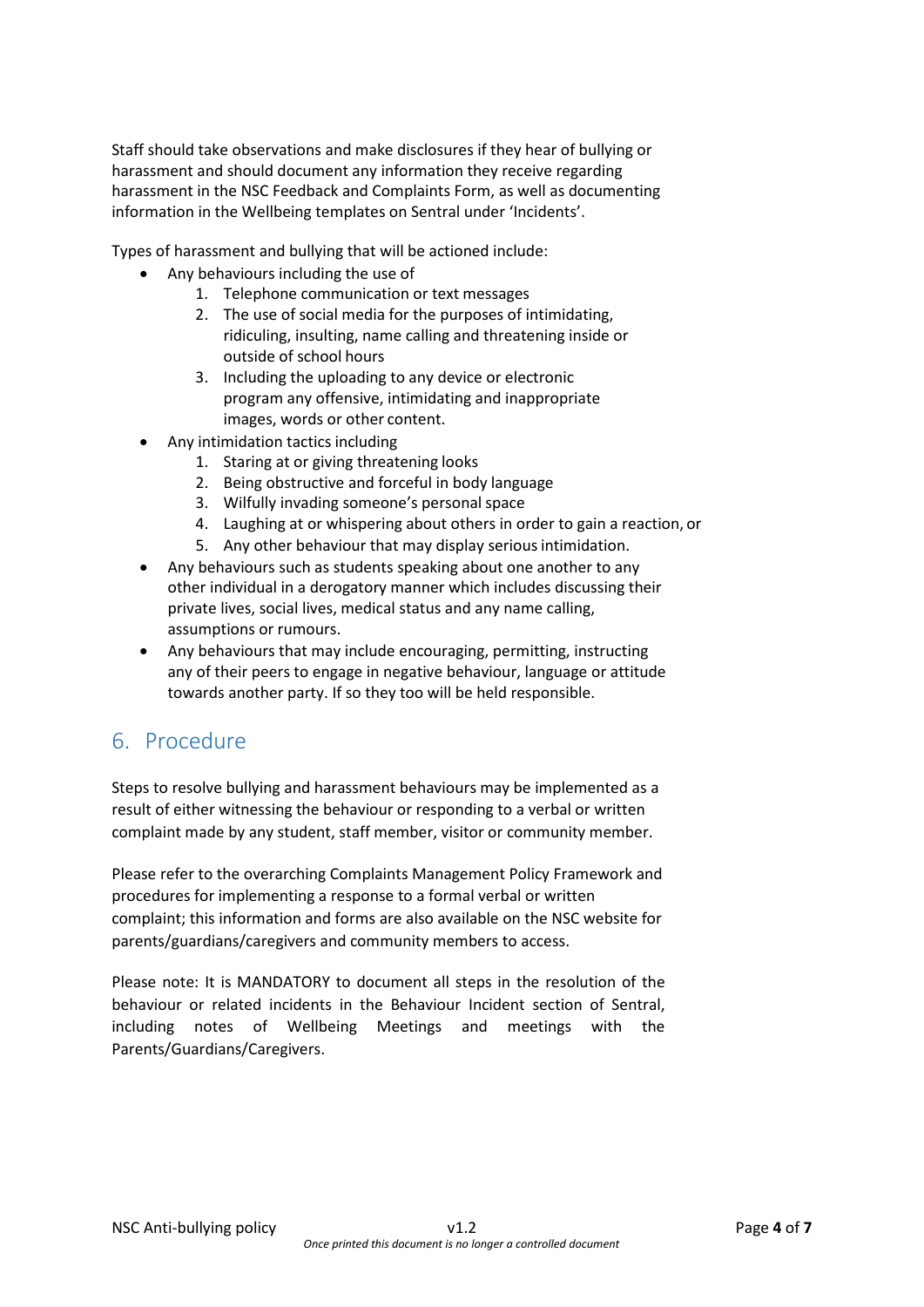Staff should take observations and make disclosures if they hear of bullying or harassment and should document any information they receive regarding harassment in the NSC Feedback and Complaints Form, as well as documenting information in the Wellbeing templates on Sentral under 'Incidents'.

Types of harassment and bullying that will be actioned include:

- Any behaviours including the use of
    1. Telephone communication or text messages
    2. The use of social media for the purposes of intimidating, ridiculing, insulting, name calling and threatening inside or outside of school hours
    3. Including the uploading to any device or electronic program any offensive, intimidating and inappropriate images, words or other content.
- Any intimidation tactics including
    1. Staring at or giving threatening looks
    2. Being obstructive and forceful in body language
    3. Wilfully invading someone's personal space
    4. Laughing at or whispering about others in order to gain a reaction, or
    5. Any other behaviour that may display serious intimidation.
- Any behaviours such as students speaking about one another to any other individual in a derogatory manner which includes discussing their private lives, social lives, medical status and any name calling, assumptions or rumours.
- Any behaviours that may include encouraging, permitting, instructing any of their peers to engage in negative behaviour, language or attitude towards another party. If so they too will be held responsible.

## 6. Procedure

Steps to resolve bullying and harassment behaviours may be implemented as a result of either witnessing the behaviour or responding to a verbal or written complaint made by any student, staff member, visitor or community member.

Please refer to the overarching Complaints Management Policy Framework and procedures for implementing a response to a formal verbal or written complaint; this information and forms are also available on the NSC website for parents/guardians/caregivers and community members to access.

Please note: It is MANDATORY to document all steps in the resolution of the behaviour or related incidents in the Behaviour Incident section of Sentral, including notes of Wellbeing Meetings and meetings with the Parents/Guardians/Caregivers.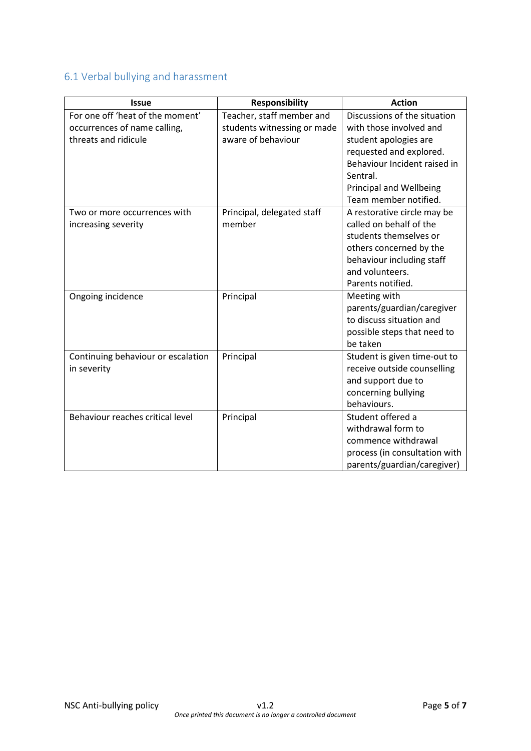## 6.1 Verbal bullying and harassment

| Issue | Responsibility | Action |
|---|---|---|
| For one off 'heat of the moment' occurrences of name calling, threats and ridicule | Teacher, staff member and students witnessing or made aware of behaviour | Discussions of the situation with those involved and student apologies are requested and explored. Behaviour Incident raised in Sentral. Principal and Wellbeing Team member notified. |
| Two or more occurrences with increasing severity | Principal, delegated staff member | A restorative circle may be called on behalf of the students themselves or others concerned by the behaviour including staff and volunteers. Parents notified. |
| Ongoing incidence | Principal | Meeting with parents/guardian/caregiver to discuss situation and possible steps that need to be taken |
| Continuing behaviour or escalation in severity | Principal | Student is given time-out to receive outside counselling and support due to concerning bullying behaviours. |
| Behaviour reaches critical level | Principal | Student offered a withdrawal form to commence withdrawal process (in consultation with parents/guardian/caregiver) |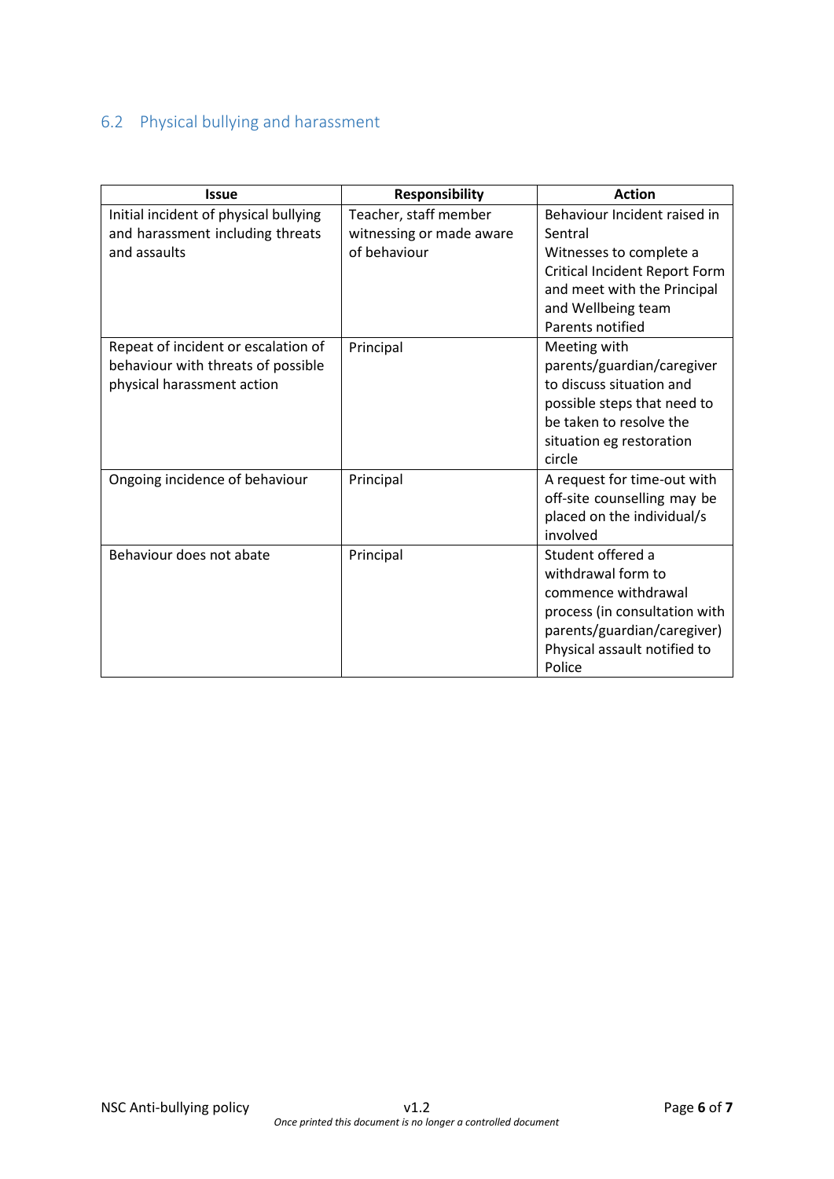## 6.2 Physical bullying and harassment

| Issue | Responsibility | Action |
|---|---|---|
| Initial incident of physical bullying and harassment including threats and assaults | Teacher, staff member witnessing or made aware of behaviour | Behaviour Incident raised in Sentral<br>Witnesses to complete a Critical Incident Report Form and meet with the Principal and Wellbeing team<br>Parents notified |
| Repeat of incident or escalation of behaviour with threats of possible physical harassment action | Principal | Meeting with parents/guardian/caregiver to discuss situation and possible steps that need to be taken to resolve the situation eg restoration circle |
| Ongoing incidence of behaviour | Principal | A request for time-out with off-site counselling may be placed on the individual/s involved |
| Behaviour does not abate | Principal | Student offered a withdrawal form to commence withdrawal process (in consultation with parents/guardian/caregiver)<br>Physical assault notified to Police |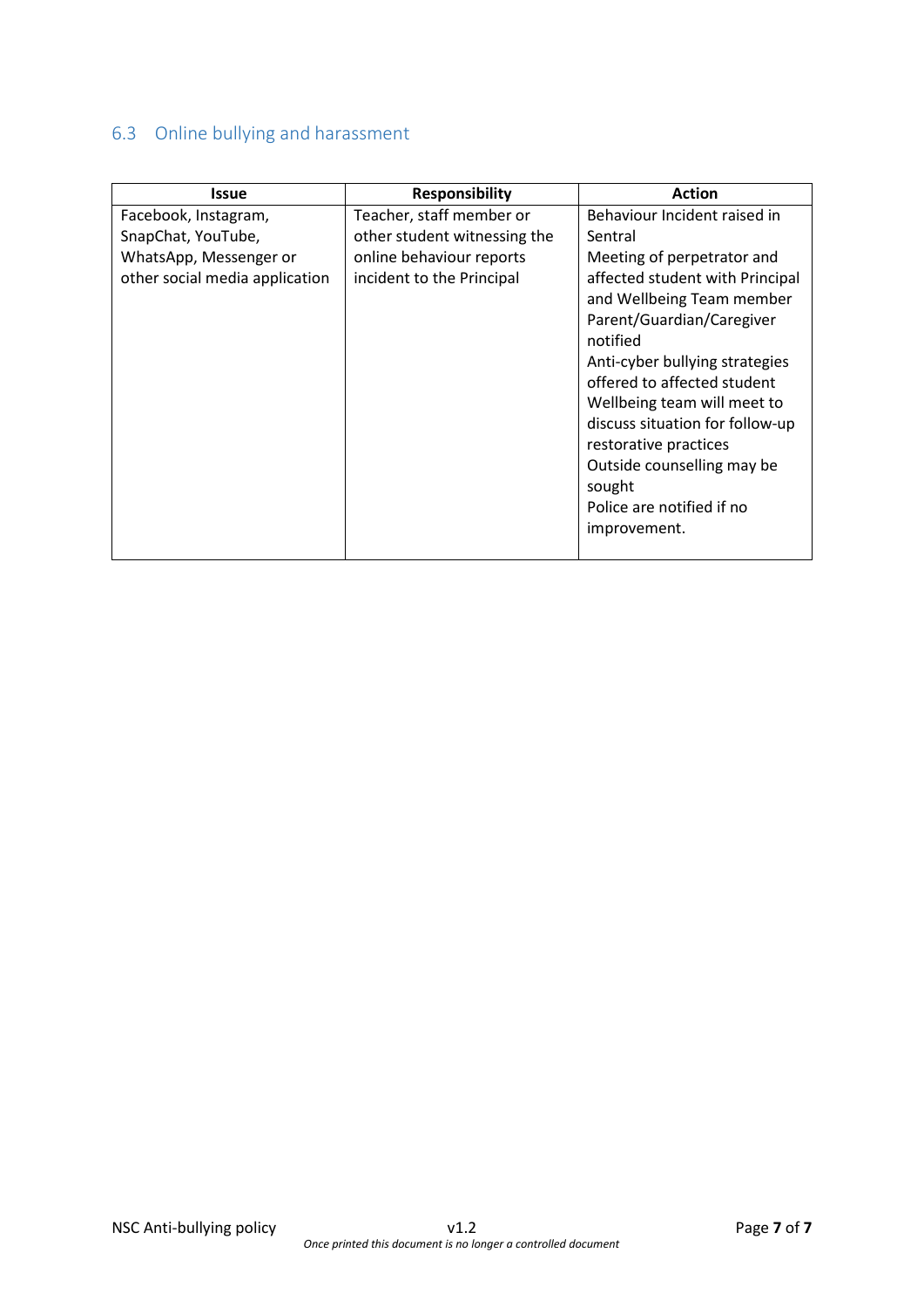### 6.3 Online bullying and harassment

| Issue | Responsibility | Action |
|---|---|---|
| Facebook, Instagram, SnapChat, YouTube, WhatsApp, Messenger or other social media application | Teacher, staff member or other student witnessing the online behaviour reports incident to the Principal | Behaviour Incident raised in Sentral<br>Meeting of perpetrator and affected student with Principal and Wellbeing Team member<br>Parent/Guardian/Caregiver notified<br>Anti-cyber bullying strategies offered to affected student<br>Wellbeing team will meet to discuss situation for follow-up restorative practices<br>Outside counselling may be sought<br>Police are notified if no improvement. |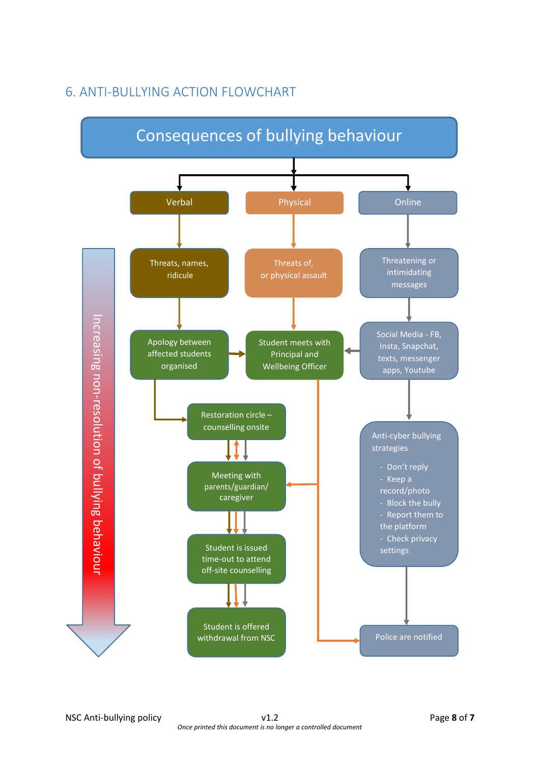## 6. ANTI-BULLYING ACTION FLOWCHART

Consequences of bullying behaviour

Verbal

Physical

Online

Threats, names, ridicule

Threats of, or physical assault

Threatening or intimidating messages

Apology between affected students organised

Student meets with Principal and Wellbeing Officer

Social Media - FB, Insta, Snapchat, texts, messenger apps, Youtube

Restoration circle – counselling onsite

Meeting with parents/guardian/ caregiver

Student is issued time-out to attend off-site counselling

Student is offered withdrawal from NSC

Anti-cyber bullying strategies

- Don't reply
- Keep a record/photo
- Block the bully
- Report them to the platform
- Check privacy settings

Police are notified

Increasing non-resolution of bullying behaviour

*Once printed this document is no longer a controlled document*